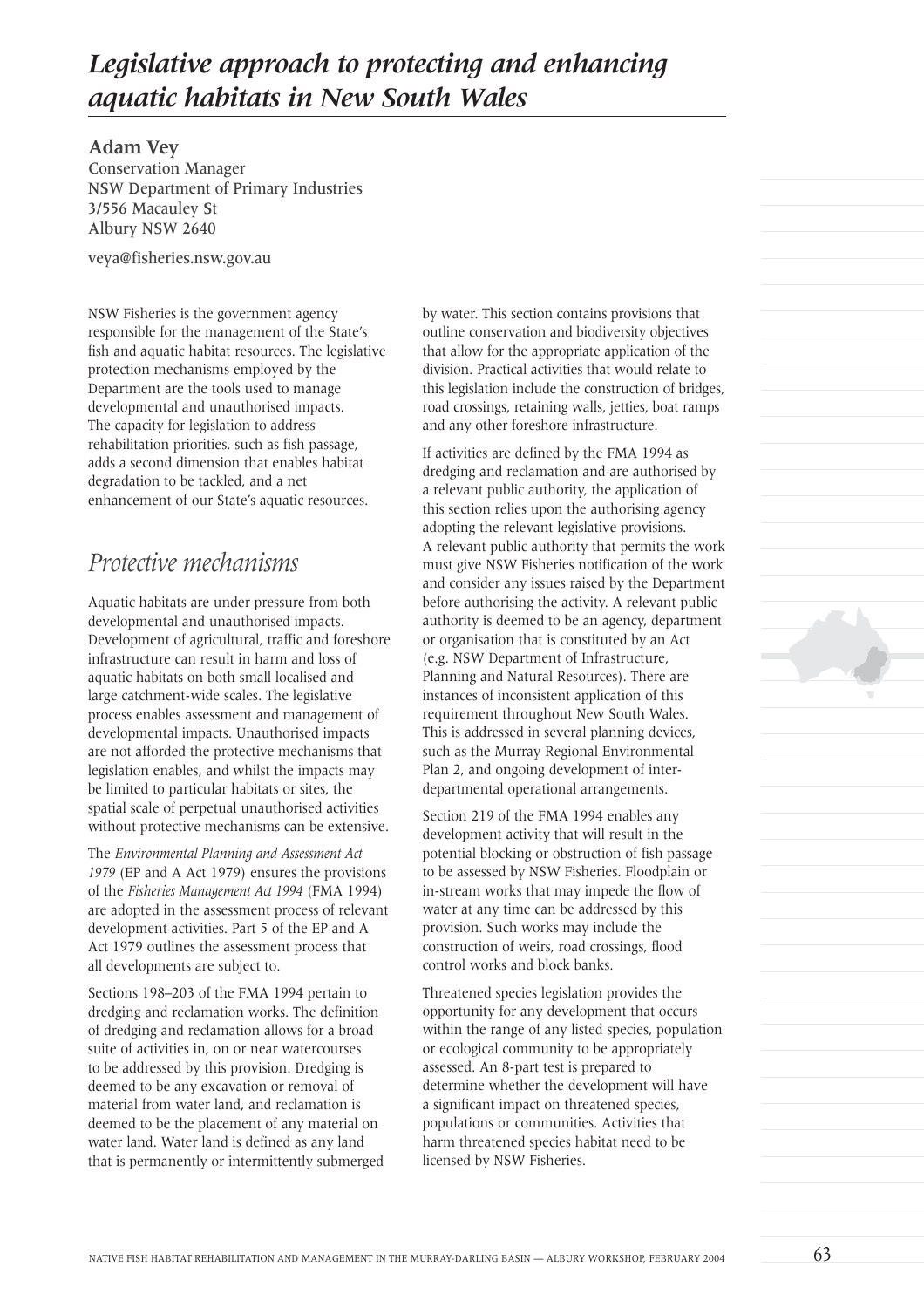# *Legislative approach to protecting and enhancing aquatic habitats in New South Wales*

**Adam Vey**
Conservation Manager
NSW Department of Primary Industries
3/556 Macauley St
Albury NSW 2640

veya@fisheries.nsw.gov.au

NSW Fisheries is the government agency responsible for the management of the State's fish and aquatic habitat resources. The legislative protection mechanisms employed by the Department are the tools used to manage developmental and unauthorised impacts. The capacity for legislation to address rehabilitation priorities, such as fish passage, adds a second dimension that enables habitat degradation to be tackled, and a net enhancement of our State's aquatic resources.

## *Protective mechanisms*

Aquatic habitats are under pressure from both developmental and unauthorised impacts. Development of agricultural, traffic and foreshore infrastructure can result in harm and loss of aquatic habitats on both small localised and large catchment-wide scales. The legislative process enables assessment and management of developmental impacts. Unauthorised impacts are not afforded the protective mechanisms that legislation enables, and whilst the impacts may be limited to particular habitats or sites, the spatial scale of perpetual unauthorised activities without protective mechanisms can be extensive.

The *Environmental Planning and Assessment Act 1979* (EP and A Act 1979) ensures the provisions of the *Fisheries Management Act 1994* (FMA 1994) are adopted in the assessment process of relevant development activities. Part 5 of the EP and A Act 1979 outlines the assessment process that all developments are subject to.

Sections 198–203 of the FMA 1994 pertain to dredging and reclamation works. The definition of dredging and reclamation allows for a broad suite of activities in, on or near watercourses to be addressed by this provision. Dredging is deemed to be any excavation or removal of material from water land, and reclamation is deemed to be the placement of any material on water land. Water land is defined as any land that is permanently or intermittently submerged by water. This section contains provisions that outline conservation and biodiversity objectives that allow for the appropriate application of the division. Practical activities that would relate to this legislation include the construction of bridges, road crossings, retaining walls, jetties, boat ramps and any other foreshore infrastructure.

If activities are defined by the FMA 1994 as dredging and reclamation and are authorised by a relevant public authority, the application of this section relies upon the authorising agency adopting the relevant legislative provisions. A relevant public authority that permits the work must give NSW Fisheries notification of the work and consider any issues raised by the Department before authorising the activity. A relevant public authority is deemed to be an agency, department or organisation that is constituted by an Act (e.g. NSW Department of Infrastructure, Planning and Natural Resources). There are instances of inconsistent application of this requirement throughout New South Wales. This is addressed in several planning devices, such as the Murray Regional Environmental Plan 2, and ongoing development of inter-departmental operational arrangements.

Section 219 of the FMA 1994 enables any development activity that will result in the potential blocking or obstruction of fish passage to be assessed by NSW Fisheries. Floodplain or in-stream works that may impede the flow of water at any time can be addressed by this provision. Such works may include the construction of weirs, road crossings, flood control works and block banks.

Threatened species legislation provides the opportunity for any development that occurs within the range of any listed species, population or ecological community to be appropriately assessed. An 8-part test is prepared to determine whether the development will have a significant impact on threatened species, populations or communities. Activities that harm threatened species habitat need to be licensed by NSW Fisheries.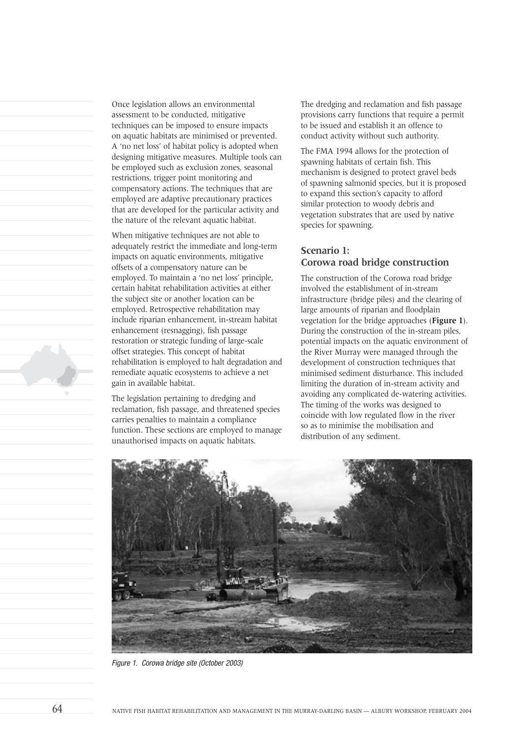Once legislation allows an environmental assessment to be conducted, mitigative techniques can be imposed to ensure impacts on aquatic habitats are minimised or prevented. A 'no net loss' of habitat policy is adopted when designing mitigative measures. Multiple tools can be employed such as exclusion zones, seasonal restrictions, trigger point monitoring and compensatory actions. The techniques that are employed are adaptive precautionary practices that are developed for the particular activity and the nature of the relevant aquatic habitat.

When mitigative techniques are not able to adequately restrict the immediate and long-term impacts on aquatic environments, mitigative offsets of a compensatory nature can be employed. To maintain a 'no net loss' principle, certain habitat rehabilitation activities at either the subject site or another location can be employed. Retrospective rehabilitation may include riparian enhancement, in-stream habitat enhancement (resnagging), fish passage restoration or strategic funding of large-scale offset strategies. This concept of habitat rehabilitation is employed to halt degradation and remediate aquatic ecosystems to achieve a net gain in available habitat.

The legislation pertaining to dredging and reclamation, fish passage, and threatened species carries penalties to maintain a compliance function. These sections are employed to manage unauthorised impacts on aquatic habitats.

The dredging and reclamation and fish passage provisions carry functions that require a permit to be issued and establish it an offence to conduct activity without such authority.

The FMA 1994 allows for the protection of spawning habitats of certain fish. This mechanism is designed to protect gravel beds of spawning salmonid species, but it is proposed to expand this section's capacity to afford similar protection to woody debris and vegetation substrates that are used by native species for spawning.

## Scenario 1: Corowa road bridge construction

The construction of the Corowa road bridge involved the establishment of in-stream infrastructure (bridge piles) and the clearing of large amounts of riparian and floodplain vegetation for the bridge approaches (**Figure 1**). During the construction of the in-stream piles, potential impacts on the aquatic environment of the River Murray were managed through the development of construction techniques that minimised sediment disturbance. This included limiting the duration of in-stream activity and avoiding any complicated de-watering activities. The timing of the works was designed to coincide with low regulated flow in the river so as to minimise the mobilisation and distribution of any sediment.

*Figure 1. Corowa bridge site (October 2003)*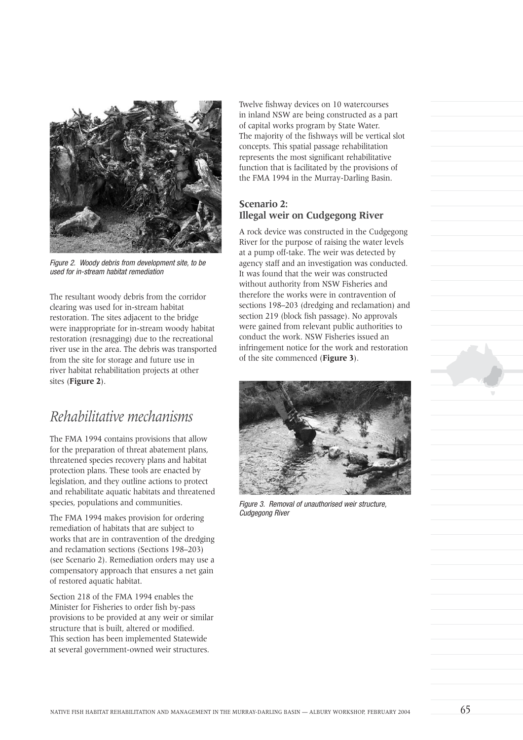Figure 2. Woody debris from development site, to be used for in-stream habitat remediation

The resultant woody debris from the corridor clearing was used for in-stream habitat restoration. The sites adjacent to the bridge were inappropriate for in-stream woody habitat restoration (resnagging) due to the recreational river use in the area. The debris was transported from the site for storage and future use in river habitat rehabilitation projects at other sites (**Figure 2**).

## *Rehabilitative mechanisms*

The FMA 1994 contains provisions that allow for the preparation of threat abatement plans, threatened species recovery plans and habitat protection plans. These tools are enacted by legislation, and they outline actions to protect and rehabilitate aquatic habitats and threatened species, populations and communities.

The FMA 1994 makes provision for ordering remediation of habitats that are subject to works that are in contravention of the dredging and reclamation sections (Sections 198–203) (see Scenario 2). Remediation orders may use a compensatory approach that ensures a net gain of restored aquatic habitat.

Section 218 of the FMA 1994 enables the Minister for Fisheries to order fish by-pass provisions to be provided at any weir or similar structure that is built, altered or modified. This section has been implemented Statewide at several government-owned weir structures.

Twelve fishway devices on 10 watercourses in inland NSW are being constructed as a part of capital works program by State Water. The majority of the fishways will be vertical slot concepts. This spatial passage rehabilitation represents the most significant rehabilitative function that is facilitated by the provisions of the FMA 1994 in the Murray-Darling Basin.

### Scenario 2: Illegal weir on Cudgegong River

A rock device was constructed in the Cudgegong River for the purpose of raising the water levels at a pump off-take. The weir was detected by agency staff and an investigation was conducted. It was found that the weir was constructed without authority from NSW Fisheries and therefore the works were in contravention of sections 198–203 (dredging and reclamation) and section 219 (block fish passage). No approvals were gained from relevant public authorities to conduct the work. NSW Fisheries issued an infringement notice for the work and restoration of the site commenced (**Figure 3**).

Figure 3. Removal of unauthorised weir structure, Cudgegong River